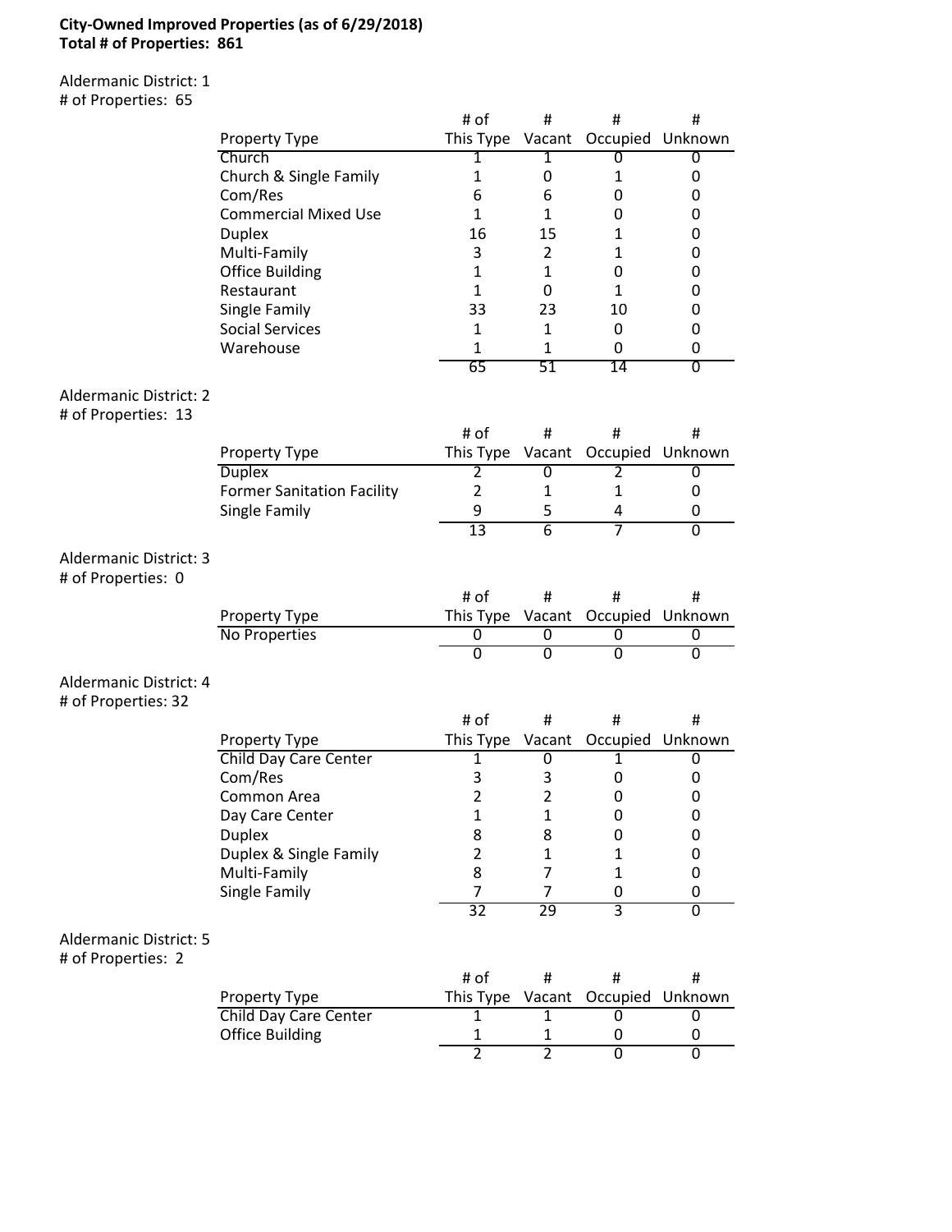**City-Owned Improved Properties (as of 6/29/2018)**
**Total # of Properties: 861**

Aldermanic District: 1
# of Properties: 65

| Property Type | # of This Type | # Vacant | # Occupied | # Unknown |
|---|---|---|---|---|
| Church | 1 | 1 | 0 | 0 |
| Church & Single Family | 1 | 0 | 1 | 0 |
| Com/Res | 6 | 6 | 0 | 0 |
| Commercial Mixed Use | 1 | 1 | 0 | 0 |
| Duplex | 16 | 15 | 1 | 0 |
| Multi-Family | 3 | 2 | 1 | 0 |
| Office Building | 1 | 1 | 0 | 0 |
| Restaurant | 1 | 0 | 1 | 0 |
| Single Family | 33 | 23 | 10 | 0 |
| Social Services | 1 | 1 | 0 | 0 |
| Warehouse | 1 | 1 | 0 | 0 |
| | 65 | 51 | 14 | 0 |

Aldermanic District: 2
# of Properties: 13

| Property Type | # of This Type | # Vacant | # Occupied | # Unknown |
|---|---|---|---|---|
| Duplex | 2 | 0 | 2 | 0 |
| Former Sanitation Facility | 2 | 1 | 1 | 0 |
| Single Family | 9 | 5 | 4 | 0 |
| | 13 | 6 | 7 | 0 |

Aldermanic District: 3
# of Properties: 0

| Property Type | # of This Type | # Vacant | # Occupied | # Unknown |
|---|---|---|---|---|
| No Properties | 0 | 0 | 0 | 0 |
| | 0 | 0 | 0 | 0 |

Aldermanic District: 4
# of Properties: 32

| Property Type | # of This Type | # Vacant | # Occupied | # Unknown |
|---|---|---|---|---|
| Child Day Care Center | 1 | 0 | 1 | 0 |
| Com/Res | 3 | 3 | 0 | 0 |
| Common Area | 2 | 2 | 0 | 0 |
| Day Care Center | 1 | 1 | 0 | 0 |
| Duplex | 8 | 8 | 0 | 0 |
| Duplex & Single Family | 2 | 1 | 1 | 0 |
| Multi-Family | 8 | 7 | 1 | 0 |
| Single Family | 7 | 7 | 0 | 0 |
| | 32 | 29 | 3 | 0 |

Aldermanic District: 5
# of Properties: 2

| Property Type | # of This Type | # Vacant | # Occupied | # Unknown |
|---|---|---|---|---|
| Child Day Care Center | 1 | 1 | 0 | 0 |
| Office Building | 1 | 1 | 0 | 0 |
| | 2 | 2 | 0 | 0 |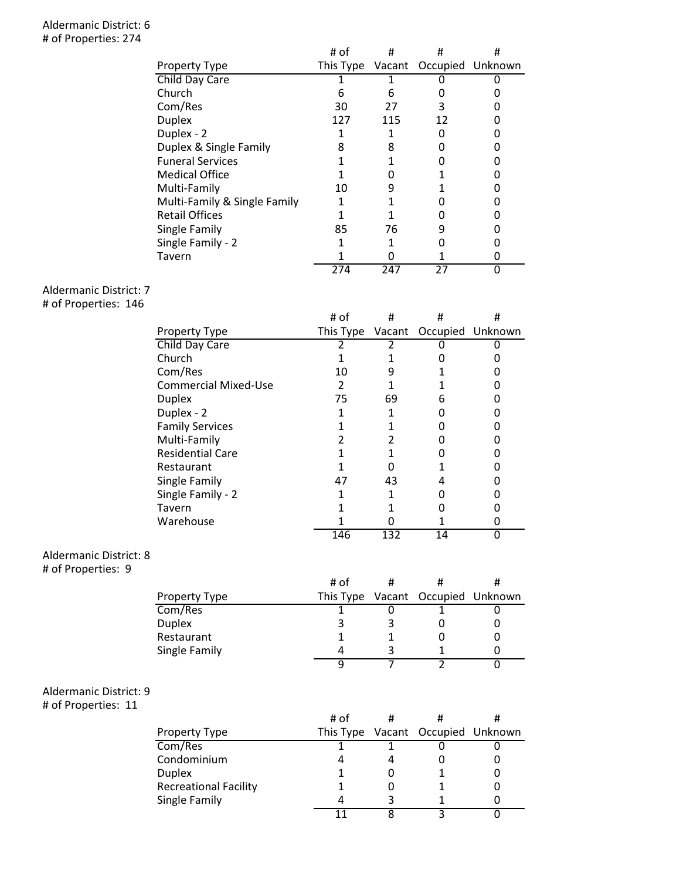Aldermanic District: 6
# of Properties: 274

| Property Type | # of This Type | # Vacant | # Occupied | # Unknown |
|---|---|---|---|---|
| Child Day Care | 1 | 1 | 0 | 0 |
| Church | 6 | 6 | 0 | 0 |
| Com/Res | 30 | 27 | 3 | 0 |
| Duplex | 127 | 115 | 12 | 0 |
| Duplex - 2 | 1 | 1 | 0 | 0 |
| Duplex & Single Family | 8 | 8 | 0 | 0 |
| Funeral Services | 1 | 1 | 0 | 0 |
| Medical Office | 1 | 0 | 1 | 0 |
| Multi-Family | 10 | 9 | 1 | 0 |
| Multi-Family & Single Family | 1 | 1 | 0 | 0 |
| Retail Offices | 1 | 1 | 0 | 0 |
| Single Family | 85 | 76 | 9 | 0 |
| Single Family - 2 | 1 | 1 | 0 | 0 |
| Tavern | 1 | 0 | 1 | 0 |
| | 274 | 247 | 27 | 0 |

Aldermanic District: 7
# of Properties: 146

| Property Type | # of This Type | # Vacant | # Occupied | # Unknown |
|---|---|---|---|---|
| Child Day Care | 2 | 2 | 0 | 0 |
| Church | 1 | 1 | 0 | 0 |
| Com/Res | 10 | 9 | 1 | 0 |
| Commercial Mixed-Use | 2 | 1 | 1 | 0 |
| Duplex | 75 | 69 | 6 | 0 |
| Duplex - 2 | 1 | 1 | 0 | 0 |
| Family Services | 1 | 1 | 0 | 0 |
| Multi-Family | 2 | 2 | 0 | 0 |
| Residential Care | 1 | 1 | 0 | 0 |
| Restaurant | 1 | 0 | 1 | 0 |
| Single Family | 47 | 43 | 4 | 0 |
| Single Family - 2 | 1 | 1 | 0 | 0 |
| Tavern | 1 | 1 | 0 | 0 |
| Warehouse | 1 | 0 | 1 | 0 |
| | 146 | 132 | 14 | 0 |

Aldermanic District: 8
# of Properties: 9

| Property Type | # of This Type | # Vacant | # Occupied | # Unknown |
|---|---|---|---|---|
| Com/Res | 1 | 0 | 1 | 0 |
| Duplex | 3 | 3 | 0 | 0 |
| Restaurant | 1 | 1 | 0 | 0 |
| Single Family | 4 | 3 | 1 | 0 |
| | 9 | 7 | 2 | 0 |

Aldermanic District: 9
# of Properties: 11

| Property Type | # of This Type | # Vacant | # Occupied | # Unknown |
|---|---|---|---|---|
| Com/Res | 1 | 1 | 0 | 0 |
| Condominium | 4 | 4 | 0 | 0 |
| Duplex | 1 | 0 | 1 | 0 |
| Recreational Facility | 1 | 0 | 1 | 0 |
| Single Family | 4 | 3 | 1 | 0 |
| | 11 | 8 | 3 | 0 |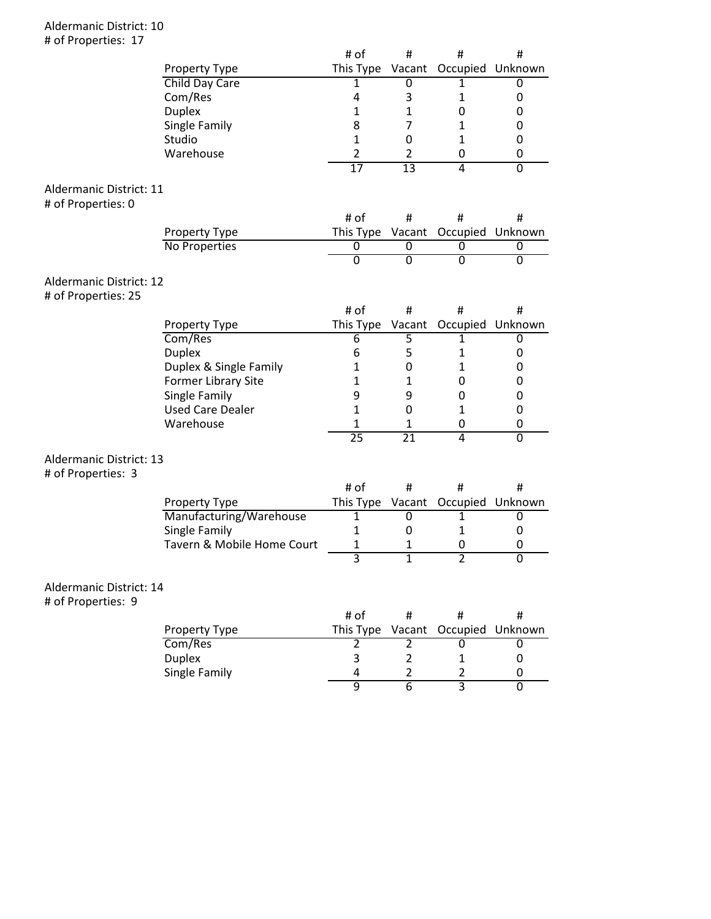Aldermanic District: 10
# of Properties: 17

| Property Type | # of This Type | # Vacant | # Occupied | # Unknown |
|---|---|---|---|---|
| Child Day Care | 1 | 0 | 1 | 0 |
| Com/Res | 4 | 3 | 1 | 0 |
| Duplex | 1 | 1 | 0 | 0 |
| Single Family | 8 | 7 | 1 | 0 |
| Studio | 1 | 0 | 1 | 0 |
| Warehouse | 2 | 2 | 0 | 0 |
| | 17 | 13 | 4 | 0 |

Aldermanic District: 11
# of Properties: 0

| Property Type | # of This Type | # Vacant | # Occupied | # Unknown |
|---|---|---|---|---|
| No Properties | 0 | 0 | 0 | 0 |
| | 0 | 0 | 0 | 0 |

Aldermanic District: 12
# of Properties: 25

| Property Type | # of This Type | # Vacant | # Occupied | # Unknown |
|---|---|---|---|---|
| Com/Res | 6 | 5 | 1 | 0 |
| Duplex | 6 | 5 | 1 | 0 |
| Duplex & Single Family | 1 | 0 | 1 | 0 |
| Former Library Site | 1 | 1 | 0 | 0 |
| Single Family | 9 | 9 | 0 | 0 |
| Used Care Dealer | 1 | 0 | 1 | 0 |
| Warehouse | 1 | 1 | 0 | 0 |
| | 25 | 21 | 4 | 0 |

Aldermanic District: 13
# of Properties: 3

| Property Type | # of This Type | # Vacant | # Occupied | # Unknown |
|---|---|---|---|---|
| Manufacturing/Warehouse | 1 | 0 | 1 | 0 |
| Single Family | 1 | 0 | 1 | 0 |
| Tavern & Mobile Home Court | 1 | 1 | 0 | 0 |
| | 3 | 1 | 2 | 0 |

Aldermanic District: 14
# of Properties: 9

| Property Type | # of This Type | # Vacant | # Occupied | # Unknown |
|---|---|---|---|---|
| Com/Res | 2 | 2 | 0 | 0 |
| Duplex | 3 | 2 | 1 | 0 |
| Single Family | 4 | 2 | 2 | 0 |
| | 9 | 6 | 3 | 0 |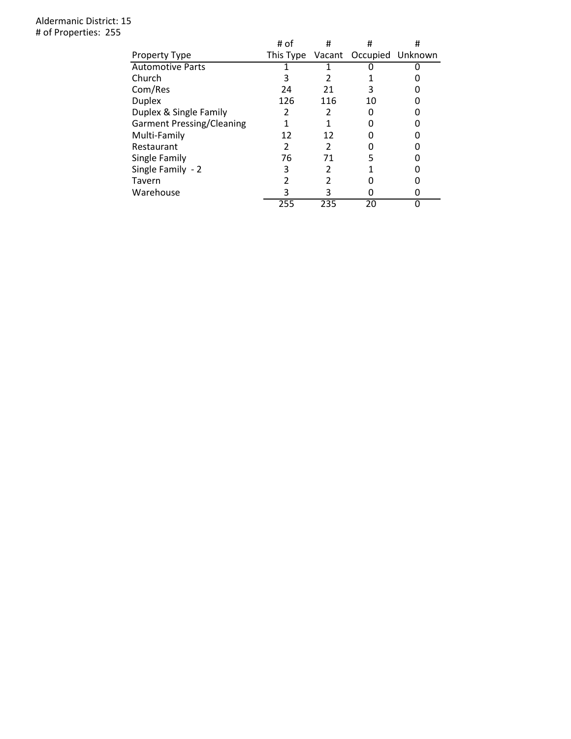Aldermanic District: 15
# of Properties: 255

| Property Type | # of This Type | # Vacant | # Occupied | # Unknown |
|---|---|---|---|---|
| Automotive Parts | 1 | 1 | 0 | 0 |
| Church | 3 | 2 | 1 | 0 |
| Com/Res | 24 | 21 | 3 | 0 |
| Duplex | 126 | 116 | 10 | 0 |
| Duplex & Single Family | 2 | 2 | 0 | 0 |
| Garment Pressing/Cleaning | 1 | 1 | 0 | 0 |
| Multi-Family | 12 | 12 | 0 | 0 |
| Restaurant | 2 | 2 | 0 | 0 |
| Single Family | 76 | 71 | 5 | 0 |
| Single Family - 2 | 3 | 2 | 1 | 0 |
| Tavern | 2 | 2 | 0 | 0 |
| Warehouse | 3 | 3 | 0 | 0 |
| | 255 | 235 | 20 | 0 |